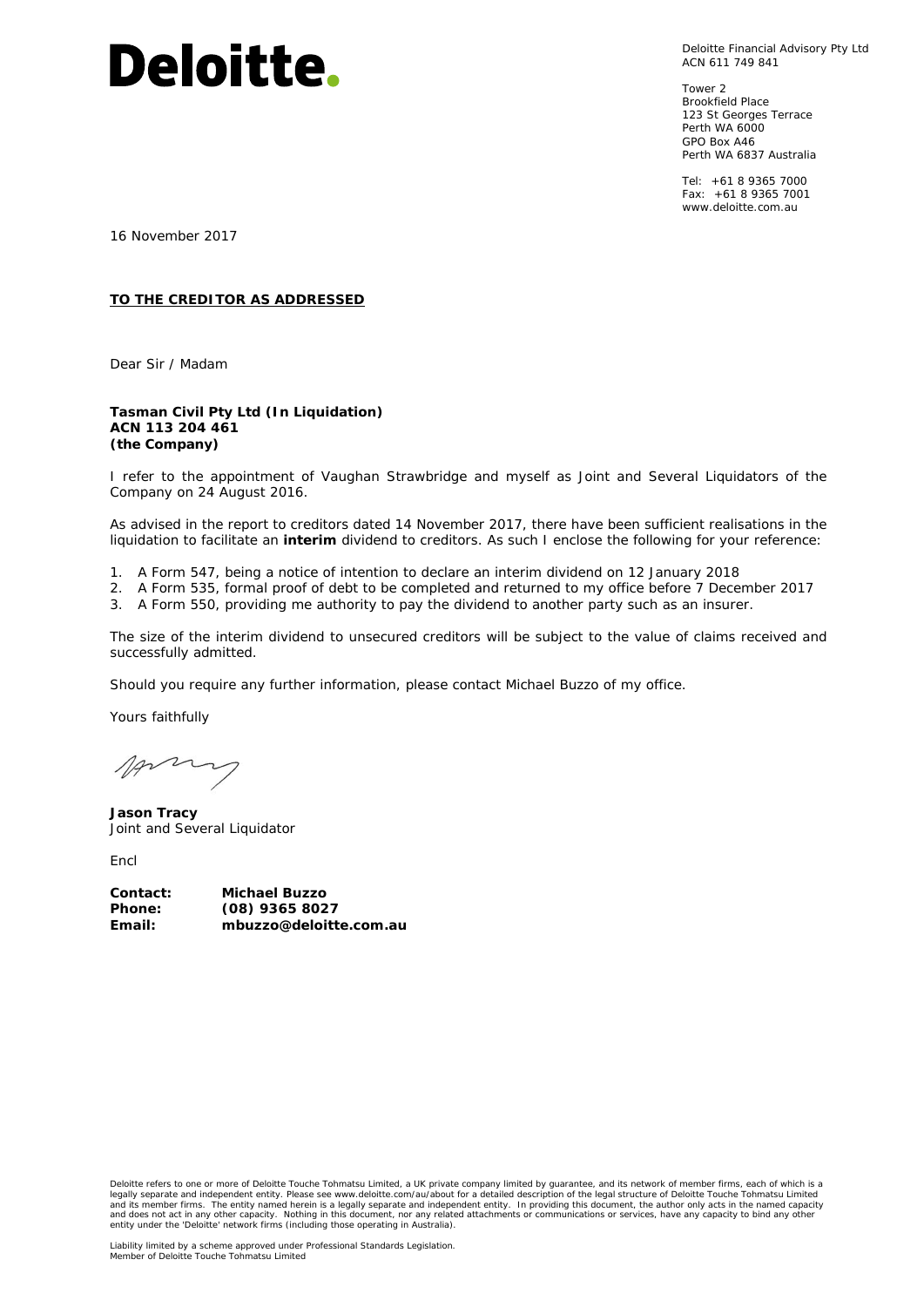# Deloitte.

Deloitte Financial Advisory Pty Ltd
ACN 611 749 841

Tower 2
Brookfield Place
123 St Georges Terrace
Perth WA 6000
GPO Box A46
Perth WA 6837 Australia

Tel: +61 8 9365 7000
Fax: +61 8 9365 7001
www.deloitte.com.au

16 November 2017

**TO THE CREDITOR AS ADDRESSED**

Dear Sir / Madam

**Tasman Civil Pty Ltd (In Liquidation)**
**ACN 113 204 461**
**(the Company)**

I refer to the appointment of Vaughan Strawbridge and myself as Joint and Several Liquidators of the Company on 24 August 2016.

As advised in the report to creditors dated 14 November 2017, there have been sufficient realisations in the liquidation to facilitate an **interim** dividend to creditors. As such I enclose the following for your reference:

1. A Form 547, being a notice of intention to declare an interim dividend on 12 January 2018
2. A Form 535, formal proof of debt to be completed and returned to my office before 7 December 2017
3. A Form 550, providing me authority to pay the dividend to another party such as an insurer.

The size of the interim dividend to unsecured creditors will be subject to the value of claims received and successfully admitted.

Should you require any further information, please contact Michael Buzzo of my office.

Yours faithfully

**Jason Tracy**
Joint and Several Liquidator

Encl

**Contact:** **Michael Buzzo**
**Phone:** **(08) 9365 8027**
**Email:** **mbuzzo@deloitte.com.au**

Deloitte refers to one or more of Deloitte Touche Tohmatsu Limited, a UK private company limited by guarantee, and its network of member firms, each of which is a legally separate and independent entity. Please see www.deloitte.com/au/about for a detailed description of the legal structure of Deloitte Touche Tohmatsu Limited and its member firms. The entity named herein is a legally separate and independent entity. In providing this document, the author only acts in the named capacity and does not act in any other capacity. Nothing in this document, nor any related attachments or communications or services, have any capacity to bind any other entity under the 'Deloitte' network firms (including those operating in Australia).

Liability limited by a scheme approved under Professional Standards Legislation.
Member of Deloitte Touche Tohmatsu Limited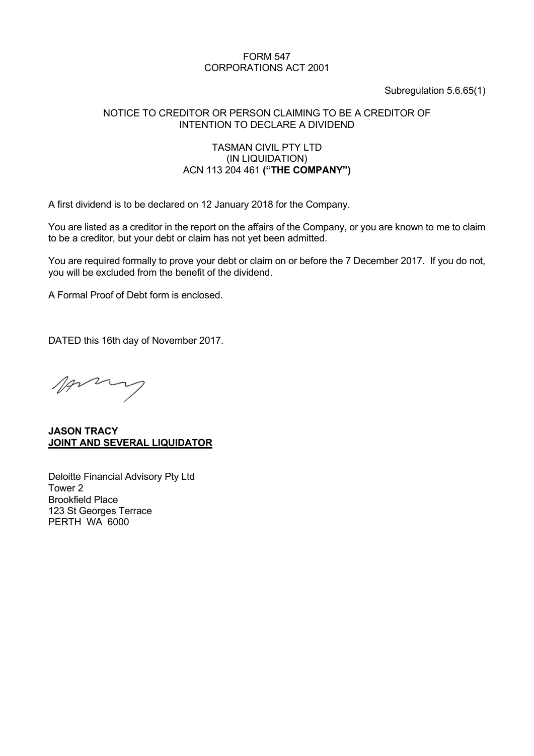FORM 547
CORPORATIONS ACT 2001

Subregulation 5.6.65(1)

NOTICE TO CREDITOR OR PERSON CLAIMING TO BE A CREDITOR OF INTENTION TO DECLARE A DIVIDEND

TASMAN CIVIL PTY LTD
(IN LIQUIDATION)
ACN 113 204 461 **("THE COMPANY")**

A first dividend is to be declared on 12 January 2018 for the Company.

You are listed as a creditor in the report on the affairs of the Company, or you are known to me to claim to be a creditor, but your debt or claim has not yet been admitted.

You are required formally to prove your debt or claim on or before the 7 December 2017. If you do not, you will be excluded from the benefit of the dividend.

A Formal Proof of Debt form is enclosed.

DATED this 16th day of November 2017.

**JASON TRACY**
**JOINT AND SEVERAL LIQUIDATOR**

Deloitte Financial Advisory Pty Ltd
Tower 2
Brookfield Place
123 St Georges Terrace
PERTH WA 6000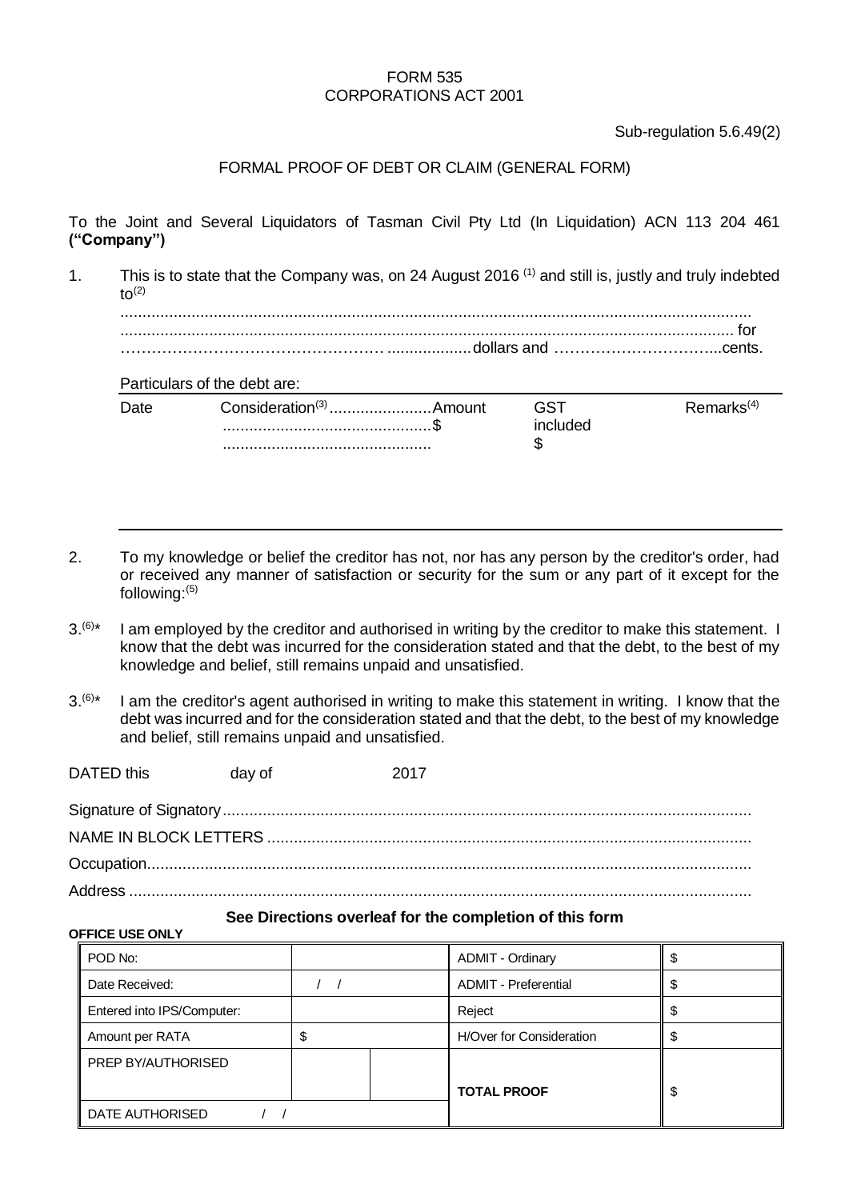FORM 535
CORPORATIONS ACT 2001

Sub-regulation 5.6.49(2)

FORMAL PROOF OF DEBT OR CLAIM (GENERAL FORM)

To the Joint and Several Liquidators of Tasman Civil Pty Ltd (In Liquidation) ACN 113 204 461 **("Company")**

1. This is to state that the Company was, on 24 August 2016 [(1)] and still is, justly and truly indebted to[(2)]
...........................................................................................................................................
........................................................................................................................................... for
……………………………………………. ..................dollars and …………………………....cents.

Particulars of the debt are:

| Date | Consideration[(3)] | Amount | GST included | Remarks[(4)] |
|---|---|---|---|---|
| | ............................................... | $ | $ | |
| | ............................................... | | | |

2. To my knowledge or belief the creditor has not, nor has any person by the creditor's order, had or received any manner of satisfaction or security for the sum or any part of it except for the following:[(5)]

3.[(6)]* I am employed by the creditor and authorised in writing by the creditor to make this statement. I know that the debt was incurred for the consideration stated and that the debt, to the best of my knowledge and belief, still remains unpaid and unsatisfied.

3.[(6)]* I am the creditor's agent authorised in writing to make this statement in writing. I know that the debt was incurred and for the consideration stated and that the debt, to the best of my knowledge and belief, still remains unpaid and unsatisfied.

DATED this &nbsp;&nbsp;&nbsp;&nbsp;&nbsp;&nbsp; day of &nbsp;&nbsp;&nbsp;&nbsp;&nbsp;&nbsp; 2017

Signature of Signatory......................................................................................................................

NAME IN BLOCK LETTERS ............................................................................................................

Occupation.........................................................................................................................................

Address .............................................................................................................................................

**See Directions overleaf for the completion of this form**

**OFFICE USE ONLY**

| | | | | |
|---|---|---|---|---|
| POD No: | | | ADMIT - Ordinary | $ |
| Date Received: | / / | | ADMIT - Preferential | $ |
| Entered into IPS/Computer: | | | Reject | $ |
| Amount per RATA | $ | | H/Over for Consideration | $ |
| PREP BY/AUTHORISED | | | **TOTAL PROOF** | $ |
| DATE AUTHORISED / / | | | | |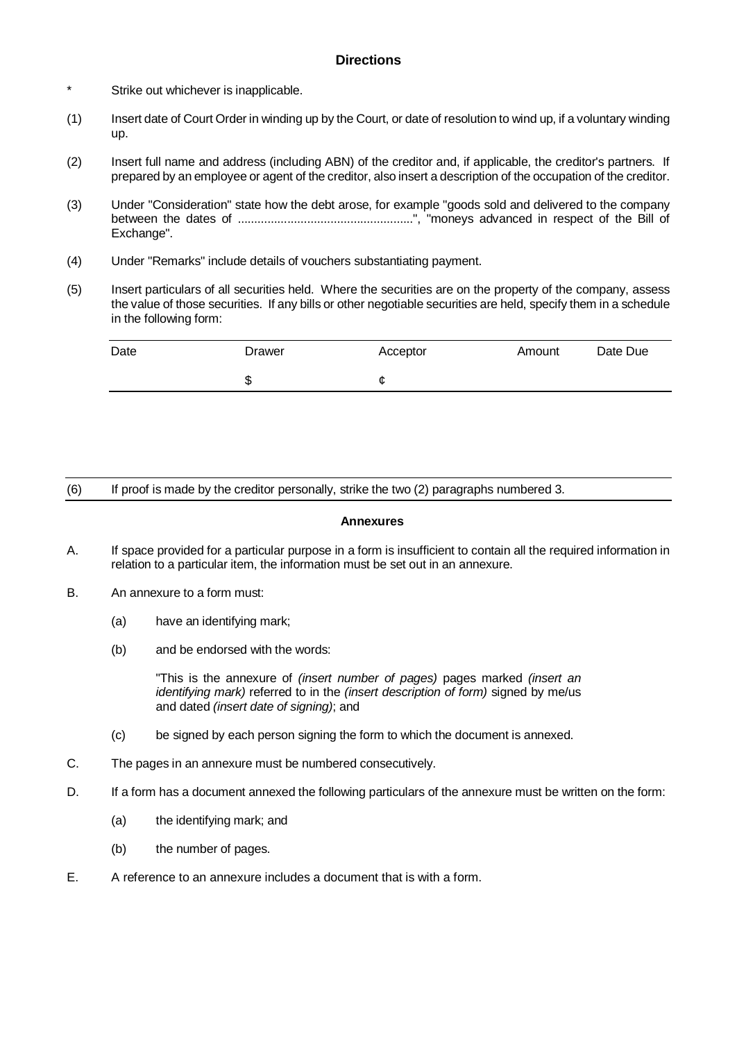**Directions**

\* Strike out whichever is inapplicable.

(1) Insert date of Court Order in winding up by the Court, or date of resolution to wind up, if a voluntary winding up.

(2) Insert full name and address (including ABN) of the creditor and, if applicable, the creditor's partners. If prepared by an employee or agent of the creditor, also insert a description of the occupation of the creditor.

(3) Under "Consideration" state how the debt arose, for example "goods sold and delivered to the company between the dates of .....................................................", "moneys advanced in respect of the Bill of Exchange".

(4) Under "Remarks" include details of vouchers substantiating payment.

(5) Insert particulars of all securities held. Where the securities are on the property of the company, assess the value of those securities. If any bills or other negotiable securities are held, specify them in a schedule in the following form:

| Date | Drawer | Acceptor | Amount | Date Due |
|---|---|---|---|---|
| | $ | ¢ | | |

(6) If proof is made by the creditor personally, strike the two (2) paragraphs numbered 3.

**Annexures**

A. If space provided for a particular purpose in a form is insufficient to contain all the required information in relation to a particular item, the information must be set out in an annexure.

B. An annexure to a form must:

 (a) have an identifying mark;

 (b) and be endorsed with the words:

 "This is the annexure of *(insert number of pages)* pages marked *(insert an identifying mark)* referred to in the *(insert description of form)* signed by me/us and dated *(insert date of signing)*; and

 (c) be signed by each person signing the form to which the document is annexed.

C. The pages in an annexure must be numbered consecutively.

D. If a form has a document annexed the following particulars of the annexure must be written on the form:

 (a) the identifying mark; and

 (b) the number of pages.

E. A reference to an annexure includes a document that is with a form.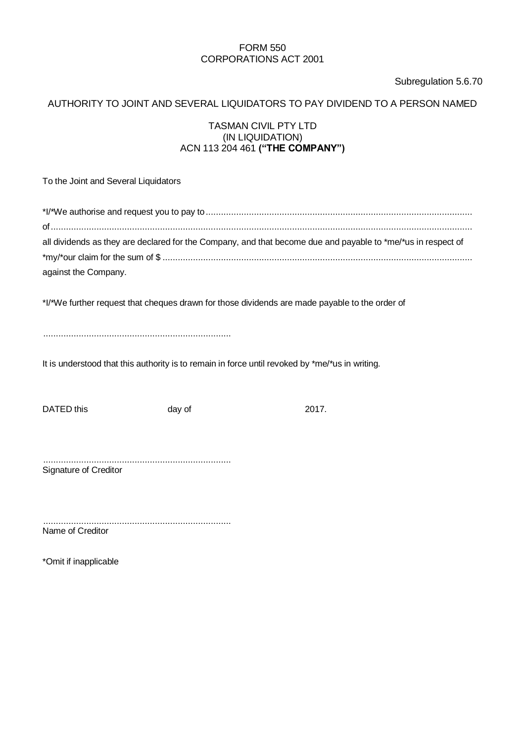FORM 550
CORPORATIONS ACT 2001

Subregulation 5.6.70

AUTHORITY TO JOINT AND SEVERAL LIQUIDATORS TO PAY DIVIDEND TO A PERSON NAMED

TASMAN CIVIL PTY LTD
(IN LIQUIDATION)
ACN 113 204 461 **("THE COMPANY")**

To the Joint and Several Liquidators

*I/*We authorise and request you to pay to ..........................................................................................................
of ..............................................................................................................................................................
all dividends as they are declared for the Company, and that become due and payable to *me/*us in respect of *my/*our claim for the sum of $ ..........................................................................................................
against the Company.

*I/*We further request that cheques drawn for those dividends are made payable to the order of

..........................................................................

It is understood that this authority is to remain in force until revoked by *me/*us in writing.

DATED this day of 2017.

..........................................................................
Signature of Creditor

..........................................................................
Name of Creditor

*Omit if inapplicable